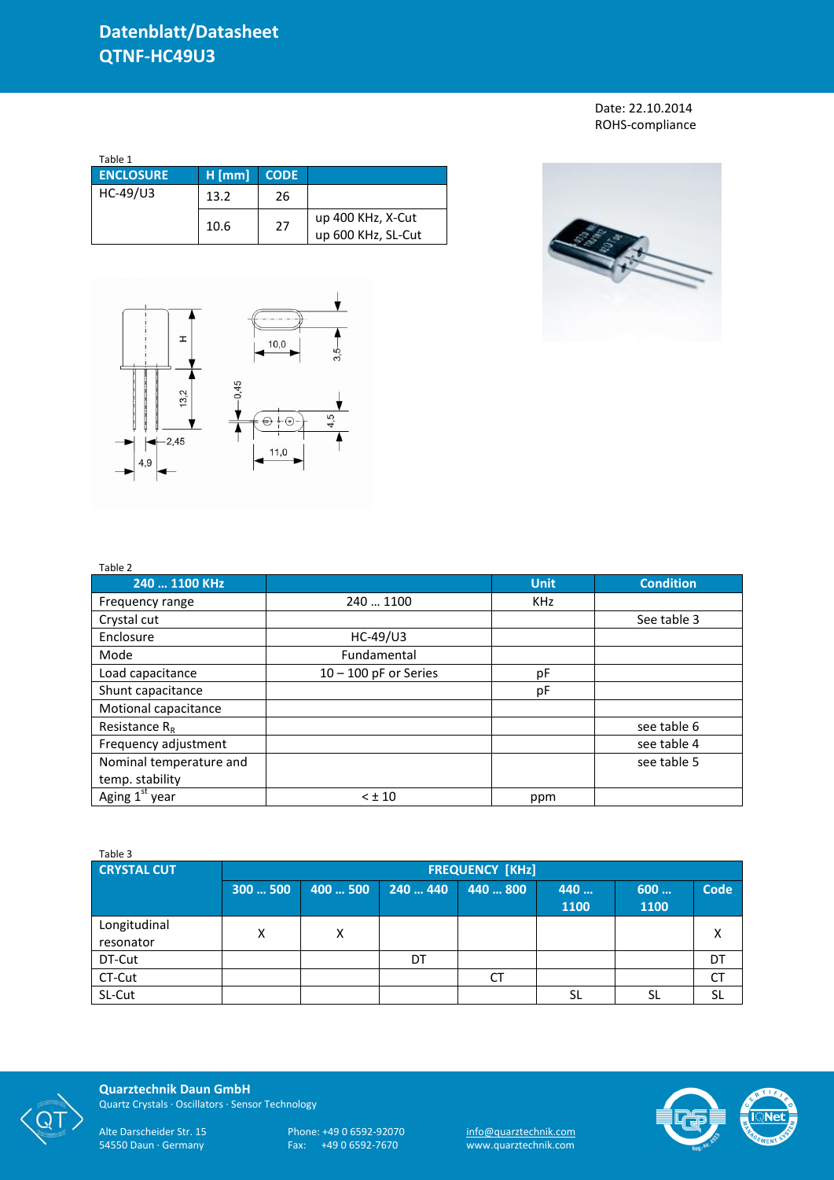# Datenblatt/Datasheet
# QTNF-HC49U3

Date: 22.10.2014
ROHS-compliance

Table 1

| ENCLOSURE | H [mm] | CODE | |
|---|---|---|---|
| HC-49/U3 | 13.2 | 26 | |
| | 10.6 | 27 | up 400 KHz, X-Cut<br>up 600 KHz, SL-Cut |

Table 2

| 240 … 1100 KHz | | Unit | Condition |
|---|---|---|---|
| Frequency range | 240 … 1100 | KHz | |
| Crystal cut | | | See table 3 |
| Enclosure | HC-49/U3 | | |
| Mode | Fundamental | | |
| Load capacitance | 10 – 100 pF or Series | pF | |
| Shunt capacitance | | pF | |
| Motional capacitance | | | |
| Resistance $R_R$ | | | see table 6 |
| Frequency adjustment | | | see table 4 |
| Nominal temperature and temp. stability | | | see table 5 |
| Aging 1st year | < ± 10 | ppm | |

Table 3

| CRYSTAL CUT | FREQUENCY [KHz] | | | | | | |
|---|---|---|---|---|---|---|---|
| | 300 … 500 | 400 … 500 | 240 … 440 | 440 … 800 | 440 … 1100 | 600 … 1100 | Code |
| Longitudinal resonator | X | X | | | | | X |
| DT-Cut | | | DT | | | | DT |
| CT-Cut | | | | CT | | | CT |
| SL-Cut | | | | | SL | SL | SL |

**Quarztechnik Daun GmbH**
Quartz Crystals · Oscillators · Sensor Technology

Alte Darscheider Str. 15
54550 Daun · Germany

Phone: +49 0 6592-92070
Fax: +49 0 6592-7670

info@quarztechnik.com
www.quarztechnik.com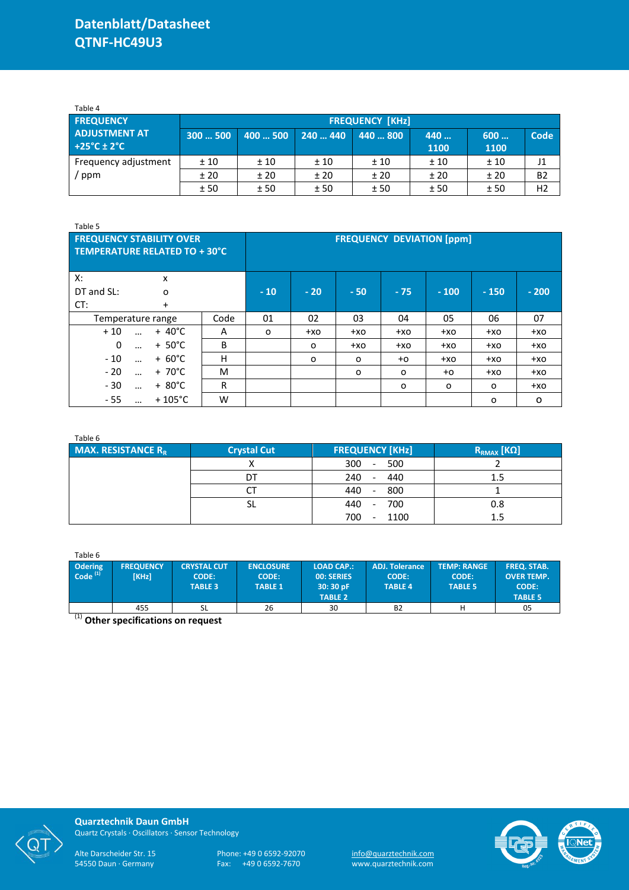Table 4

| FREQUENCY ADJUSTMENT AT +25°C ± 2°C | FREQUENCY [KHz] | | | | | | |
|---|---|---|---|---|---|---|---|
| | 300 … 500 | 400 … 500 | 240 … 440 | 440 … 800 | 440 … 1100 | 600 … 1100 | Code |
| Frequency adjustment / ppm | ± 10 | ± 10 | ± 10 | ± 10 | ± 10 | ± 10 | J1 |
| | ± 20 | ± 20 | ± 20 | ± 20 | ± 20 | ± 20 | B2 |
| | ± 50 | ± 50 | ± 50 | ± 50 | ± 50 | ± 50 | H2 |

Table 5

| FREQUENCY STABILITY OVER TEMPERATURE RELATED TO + 30°C | | FREQUENCY DEVIATION [ppm] | | | | | | |
|---|---|---|---|---|---|---|---|---|
| X: x<br>DT and SL: o<br>CT: + | | - 10 | - 20 | - 50 | - 75 | - 100 | - 150 | - 200 |
| Temperature range | Code | 01 | 02 | 03 | 04 | 05 | 06 | 07 |
| + 10 … + 40°C | A | o | +xo | +xo | +xo | +xo | +xo | +xo |
| 0 … + 50°C | B | | o | +xo | +xo | +xo | +xo | +xo |
| - 10 … + 60°C | H | | o | o | +o | +xo | +xo | +xo |
| - 20 … + 70°C | M | | | o | o | +o | +xo | +xo |
| - 30 … + 80°C | R | | | | o | o | o | +xo |
| - 55 … + 105°C | W | | | | | | o | o |

Table 6

| MAX. RESISTANCE $R_R$ | Crystal Cut | FREQUENCY [KHz] | $R_{RMAX}$ [KΩ] |
|---|---|---|---|
| | X | 300 - 500 | 2 |
| | DT | 240 - 440 | 1.5 |
| | CT | 440 - 800 | 1 |
| | SL | 440 - 700 | 0.8 |
| | | 700 - 1100 | 1.5 |

Table 6

| Odering Code [(1)] | FREQUENCY [KHz] | CRYSTAL CUT CODE: TABLE 3 | ENCLOSURE CODE: TABLE 1 | LOAD CAP.: 00: SERIES 30: 30 pF TABLE 2 | ADJ. Tolerance CODE: TABLE 4 | TEMP: RANGE CODE: TABLE 5 | FREQ. STAB. OVER TEMP. CODE: TABLE 5 |
|---|---|---|---|---|---|---|---|
| | 455 | SL | 26 | 30 | B2 | H | 05 |

[(1)] **Other specifications on request**

**Quarztechnik Daun GmbH**
Quartz Crystals · Oscillators · Sensor Technology

Alte Darscheider Str. 15
54550 Daun · Germany

Phone: +49 0 6592-92070
Fax: +49 0 6592-7670

info@quarztechnik.com
www.quarztechnik.com